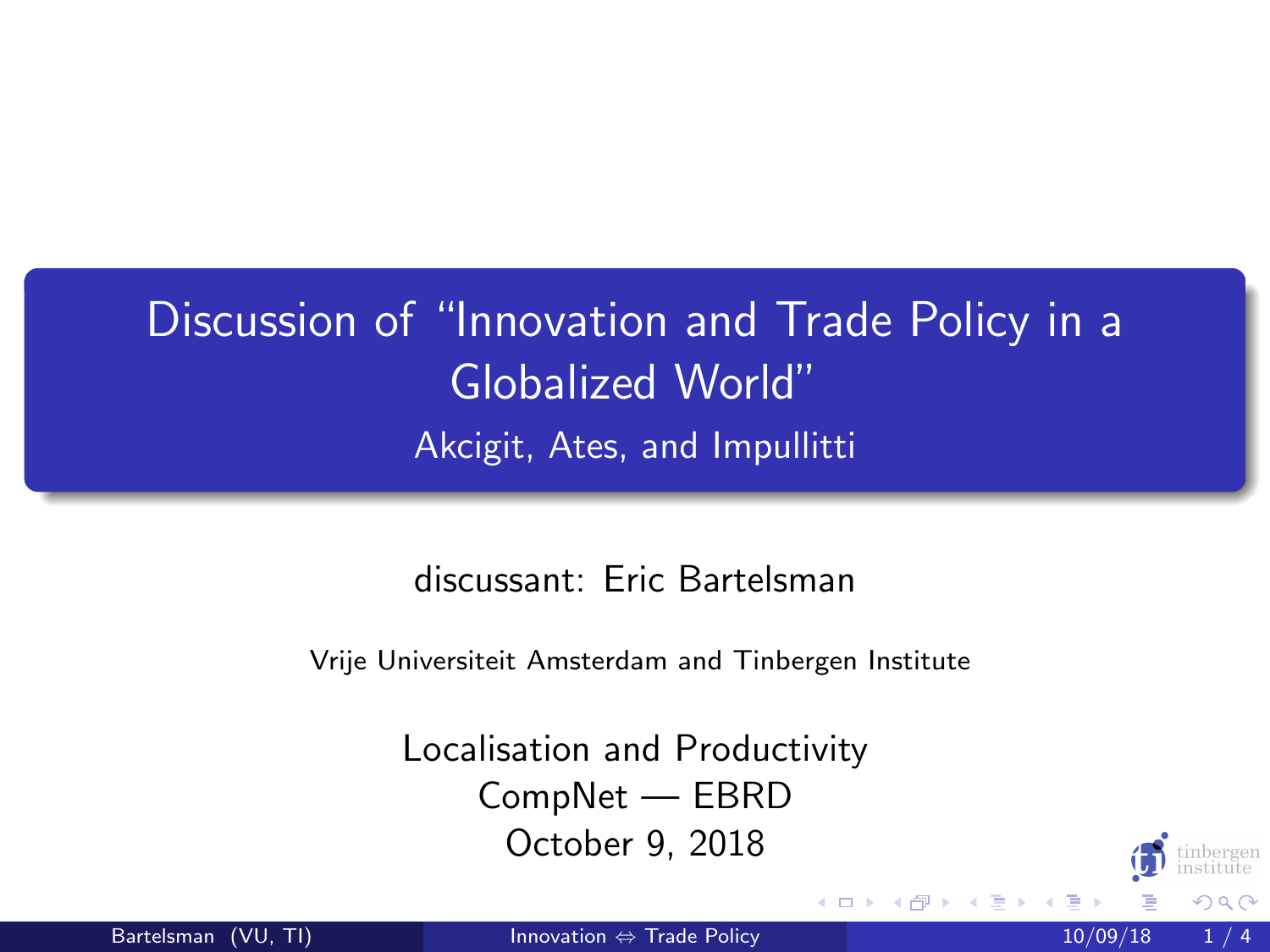# Discussion of "Innovation and Trade Policy in a Globalized World"

Akcigit, Ates, and Impullitti

discussant: Eric Bartelsman

Vrije Universiteit Amsterdam and Tinbergen Institute

Localisation and Productivity
CompNet — EBRD
October 9, 2018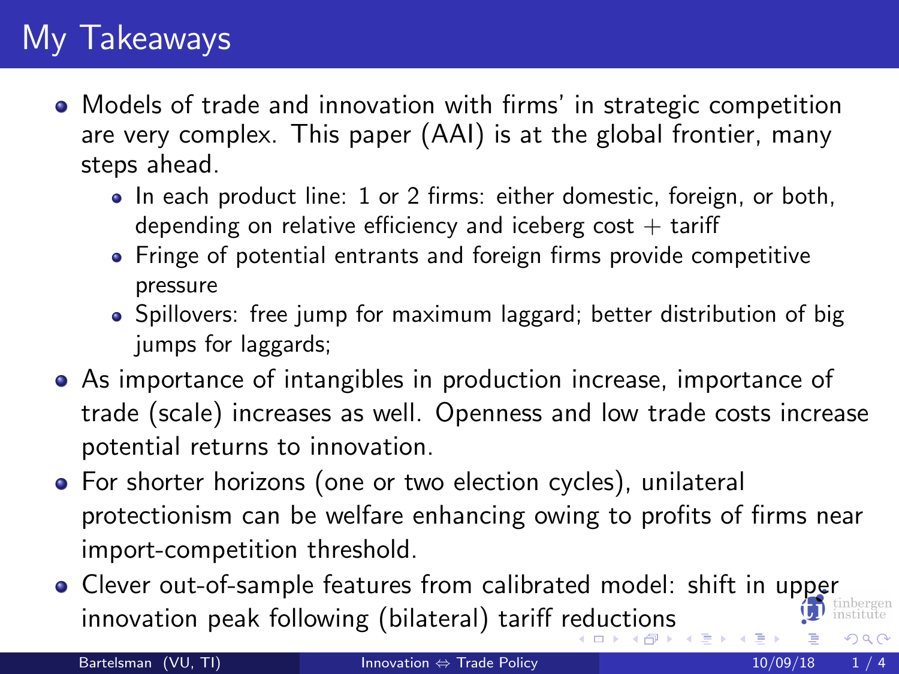# My Takeaways

- Models of trade and innovation with firms' in strategic competition are very complex. This paper (AAI) is at the global frontier, many steps ahead.
  - In each product line: 1 or 2 firms: either domestic, foreign, or both, depending on relative efficiency and iceberg cost + tariff
  - Fringe of potential entrants and foreign firms provide competitive pressure
  - Spillovers: free jump for maximum laggard; better distribution of big jumps for laggards;
- As importance of intangibles in production increase, importance of trade (scale) increases as well. Openness and low trade costs increase potential returns to innovation.
- For shorter horizons (one or two election cycles), unilateral protectionism can be welfare enhancing owing to profits of firms near import-competition threshold.
- Clever out-of-sample features from calibrated model: shift in upper innovation peak following (bilateral) tariff reductions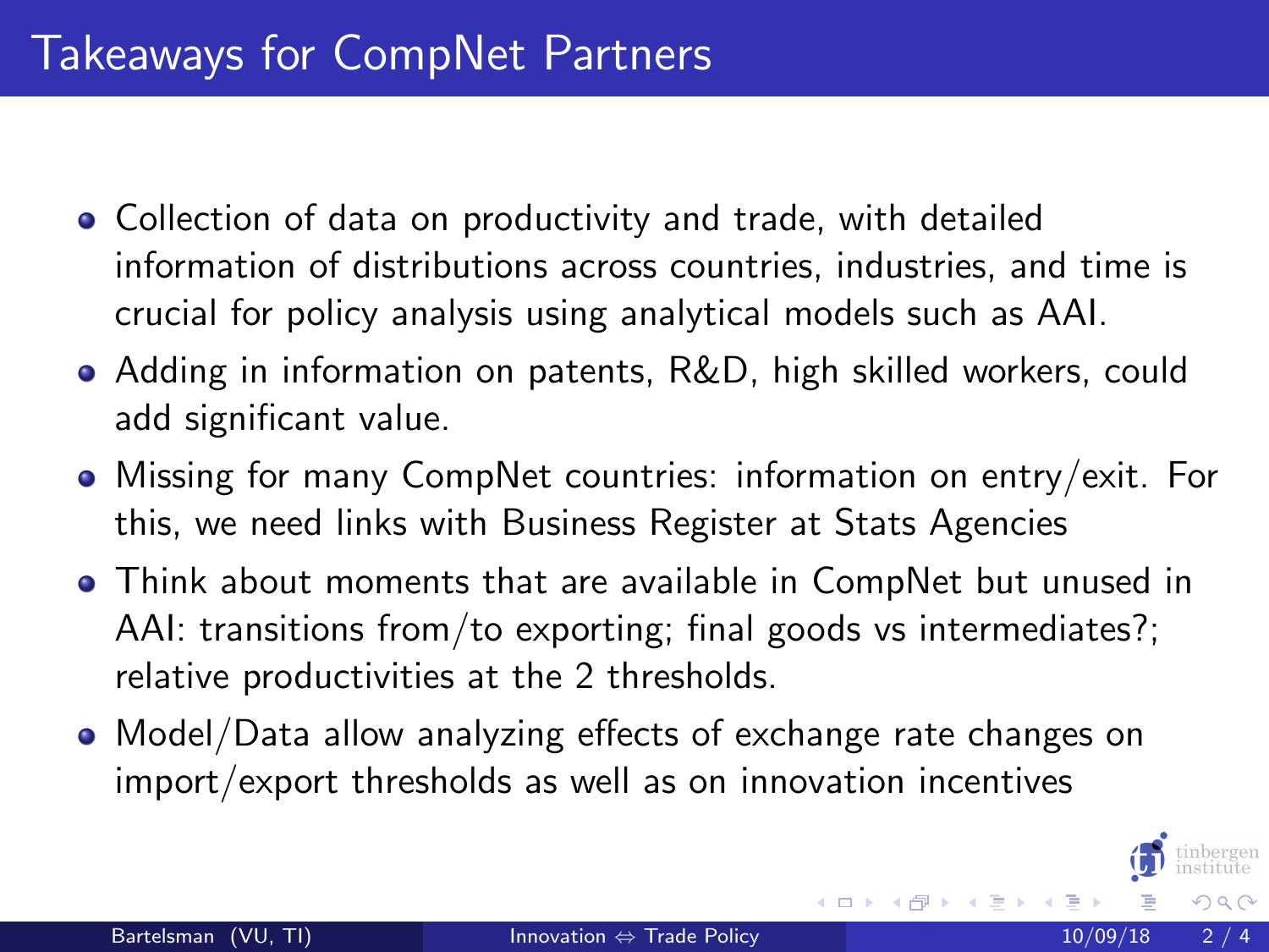# Takeaways for CompNet Partners

- Collection of data on productivity and trade, with detailed information of distributions across countries, industries, and time is crucial for policy analysis using analytical models such as AAI.
- Adding in information on patents, R&D, high skilled workers, could add significant value.
- Missing for many CompNet countries: information on entry/exit. For this, we need links with Business Register at Stats Agencies
- Think about moments that are available in CompNet but unused in AAI: transitions from/to exporting; final goods vs intermediates?; relative productivities at the 2 thresholds.
- Model/Data allow analyzing effects of exchange rate changes on import/export thresholds as well as on innovation incentives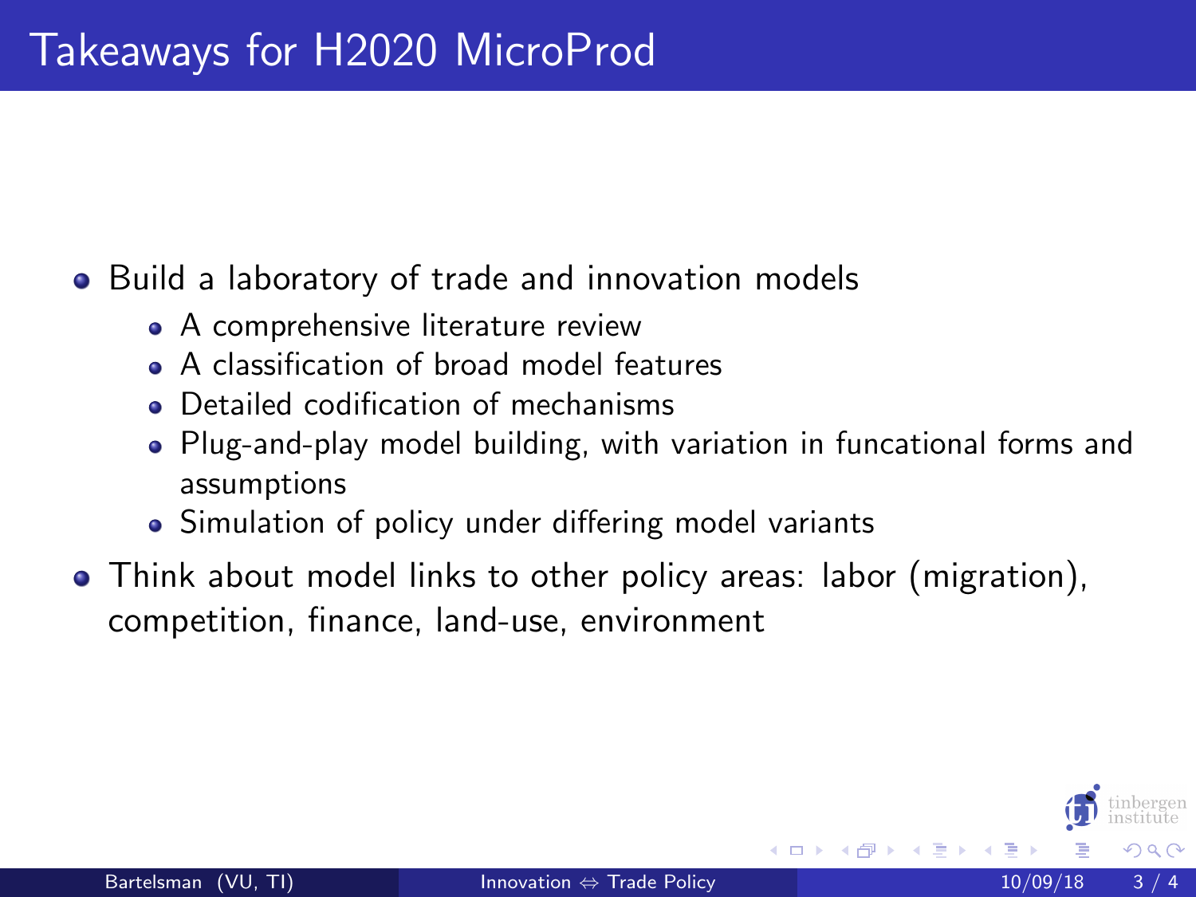# Takeaways for H2020 MicroProd

- Build a laboratory of trade and innovation models
  - A comprehensive literature review
  - A classification of broad model features
  - Detailed codification of mechanisms
  - Plug-and-play model building, with variation in funcational forms and assumptions
  - Simulation of policy under differing model variants
- Think about model links to other policy areas: labor (migration), competition, finance, land-use, environment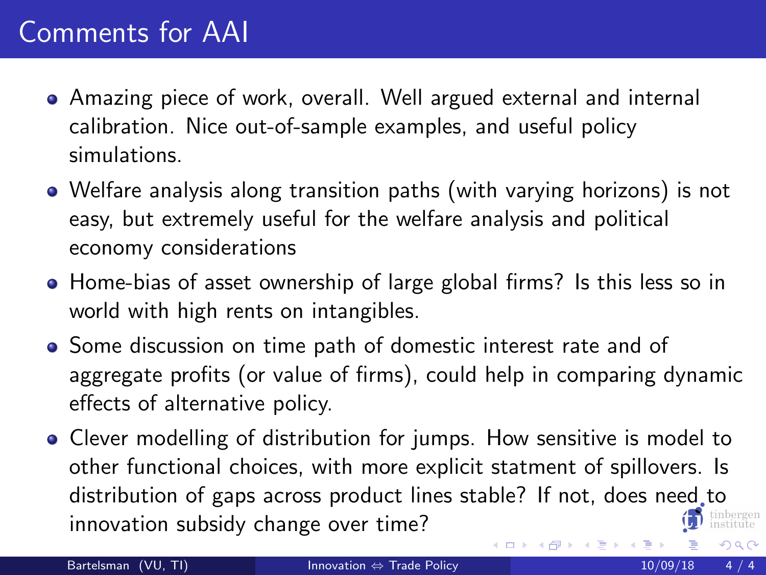# Comments for AAI

- Amazing piece of work, overall. Well argued external and internal calibration. Nice out-of-sample examples, and useful policy simulations.
- Welfare analysis along transition paths (with varying horizons) is not easy, but extremely useful for the welfare analysis and political economy considerations
- Home-bias of asset ownership of large global firms? Is this less so in world with high rents on intangibles.
- Some discussion on time path of domestic interest rate and of aggregate profits (or value of firms), could help in comparing dynamic effects of alternative policy.
- Clever modelling of distribution for jumps. How sensitive is model to other functional choices, with more explicit statment of spillovers. Is distribution of gaps across product lines stable? If not, does need to innovation subsidy change over time?